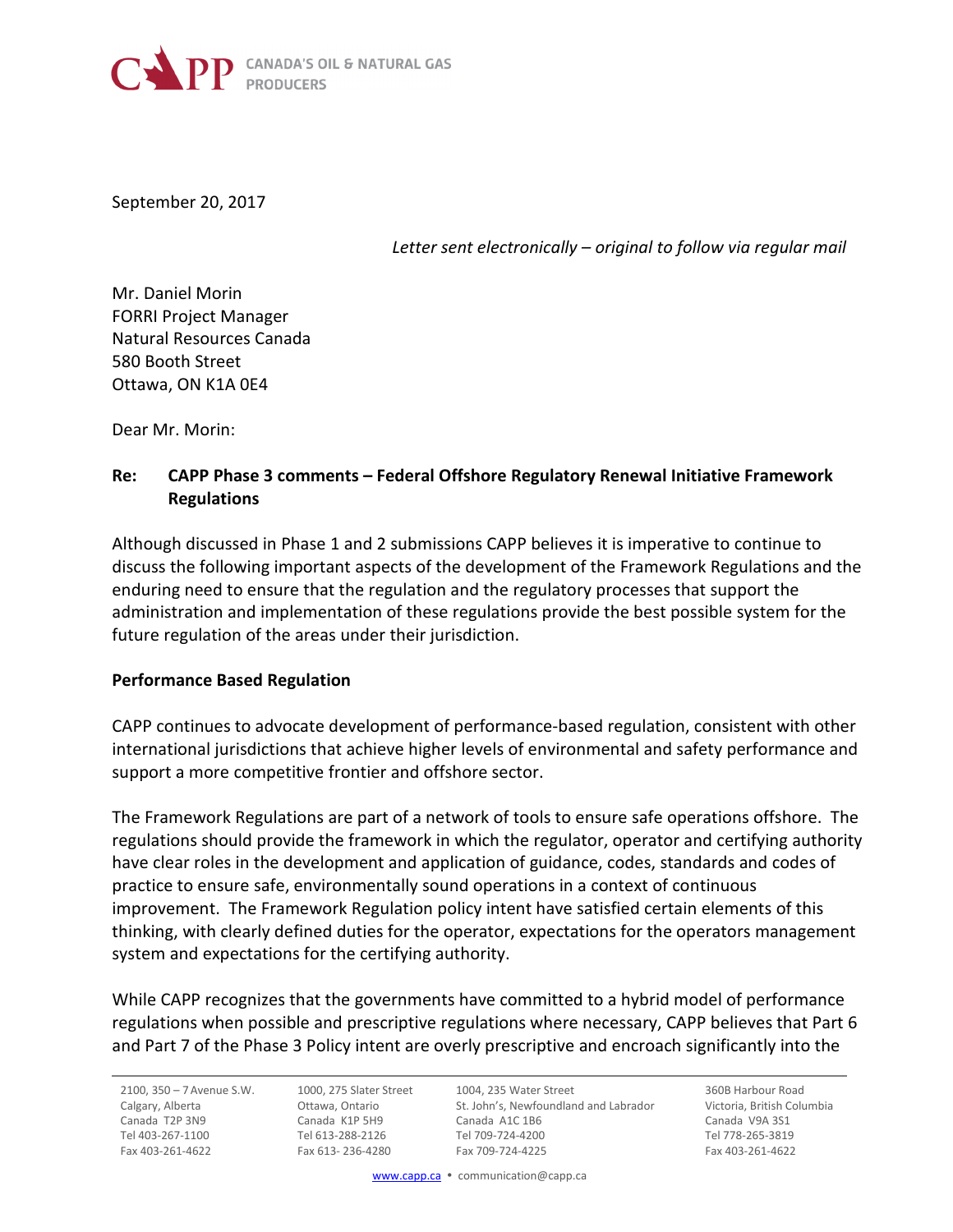CAPP CANADA'S OIL & NATURAL GAS PRODUCERS

September 20, 2017

*Letter sent electronically – original to follow via regular mail*

Mr. Daniel Morin
FORRI Project Manager
Natural Resources Canada
580 Booth Street
Ottawa, ON K1A 0E4

Dear Mr. Morin:

**Re: CAPP Phase 3 comments – Federal Offshore Regulatory Renewal Initiative Framework Regulations**

Although discussed in Phase 1 and 2 submissions CAPP believes it is imperative to continue to discuss the following important aspects of the development of the Framework Regulations and the enduring need to ensure that the regulation and the regulatory processes that support the administration and implementation of these regulations provide the best possible system for the future regulation of the areas under their jurisdiction.

**Performance Based Regulation**

CAPP continues to advocate development of performance-based regulation, consistent with other international jurisdictions that achieve higher levels of environmental and safety performance and support a more competitive frontier and offshore sector.

The Framework Regulations are part of a network of tools to ensure safe operations offshore. The regulations should provide the framework in which the regulator, operator and certifying authority have clear roles in the development and application of guidance, codes, standards and codes of practice to ensure safe, environmentally sound operations in a context of continuous improvement. The Framework Regulation policy intent have satisfied certain elements of this thinking, with clearly defined duties for the operator, expectations for the operators management system and expectations for the certifying authority.

While CAPP recognizes that the governments have committed to a hybrid model of performance regulations when possible and prescriptive regulations where necessary, CAPP believes that Part 6 and Part 7 of the Phase 3 Policy intent are overly prescriptive and encroach significantly into the

2100, 350 – 7 Avenue S.W.
Calgary, Alberta
Canada T2P 3N9
Tel 403-267-1100
Fax 403-261-4622

1000, 275 Slater Street
Ottawa, Ontario
Canada K1P 5H9
Tel 613-288-2126
Fax 613- 236-4280

1004, 235 Water Street
St. John's, Newfoundland and Labrador
Canada A1C 1B6
Tel 709-724-4200
Fax 709-724-4225

360B Harbour Road
Victoria, British Columbia
Canada V9A 3S1
Tel 778-265-3819
Fax 403-261-4622

www.capp.ca • communication@capp.ca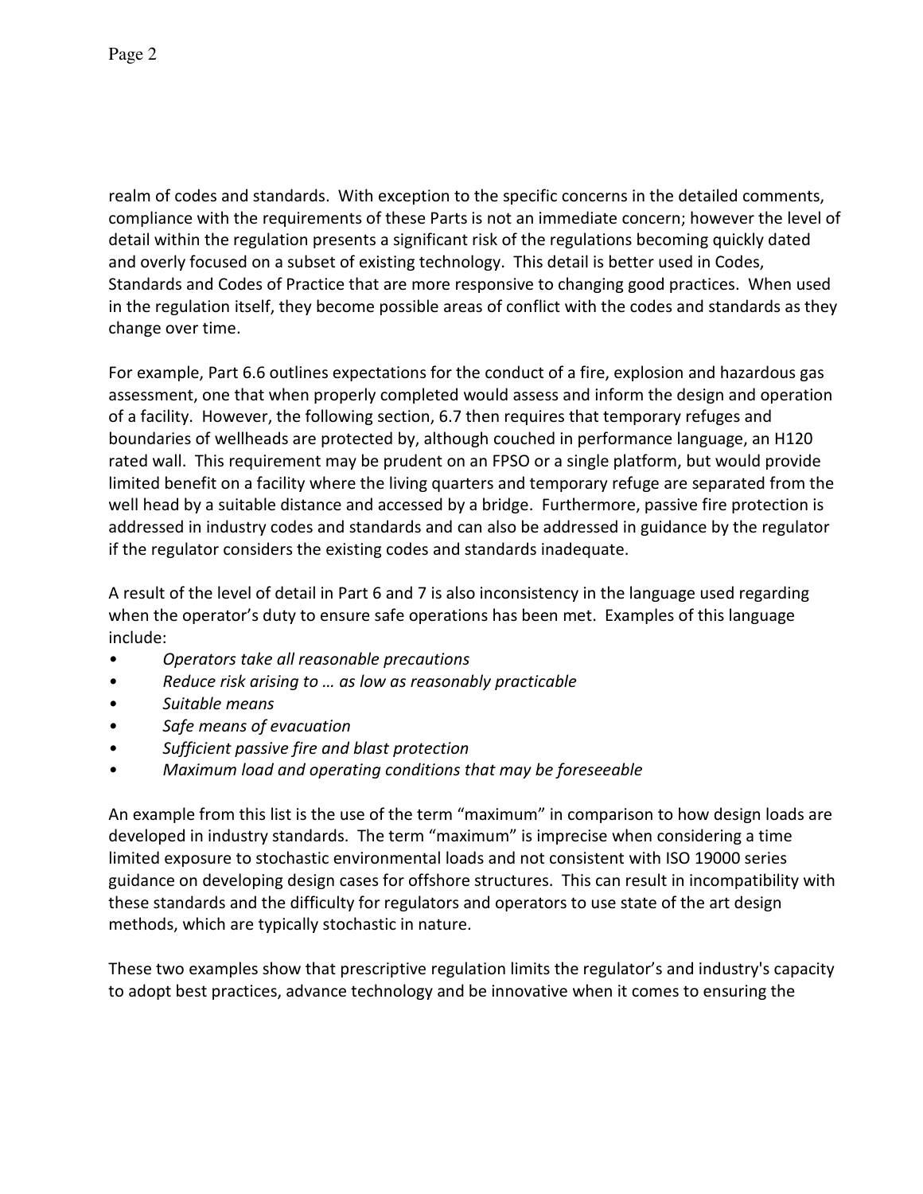realm of codes and standards. With exception to the specific concerns in the detailed comments, compliance with the requirements of these Parts is not an immediate concern; however the level of detail within the regulation presents a significant risk of the regulations becoming quickly dated and overly focused on a subset of existing technology. This detail is better used in Codes, Standards and Codes of Practice that are more responsive to changing good practices. When used in the regulation itself, they become possible areas of conflict with the codes and standards as they change over time.

For example, Part 6.6 outlines expectations for the conduct of a fire, explosion and hazardous gas assessment, one that when properly completed would assess and inform the design and operation of a facility. However, the following section, 6.7 then requires that temporary refuges and boundaries of wellheads are protected by, although couched in performance language, an H120 rated wall. This requirement may be prudent on an FPSO or a single platform, but would provide limited benefit on a facility where the living quarters and temporary refuge are separated from the well head by a suitable distance and accessed by a bridge. Furthermore, passive fire protection is addressed in industry codes and standards and can also be addressed in guidance by the regulator if the regulator considers the existing codes and standards inadequate.

A result of the level of detail in Part 6 and 7 is also inconsistency in the language used regarding when the operator's duty to ensure safe operations has been met. Examples of this language include:

- *Operators take all reasonable precautions*
- *Reduce risk arising to … as low as reasonably practicable*
- *Suitable means*
- *Safe means of evacuation*
- *Sufficient passive fire and blast protection*
- *Maximum load and operating conditions that may be foreseeable*

An example from this list is the use of the term "maximum" in comparison to how design loads are developed in industry standards. The term "maximum" is imprecise when considering a time limited exposure to stochastic environmental loads and not consistent with ISO 19000 series guidance on developing design cases for offshore structures. This can result in incompatibility with these standards and the difficulty for regulators and operators to use state of the art design methods, which are typically stochastic in nature.

These two examples show that prescriptive regulation limits the regulator's and industry's capacity to adopt best practices, advance technology and be innovative when it comes to ensuring the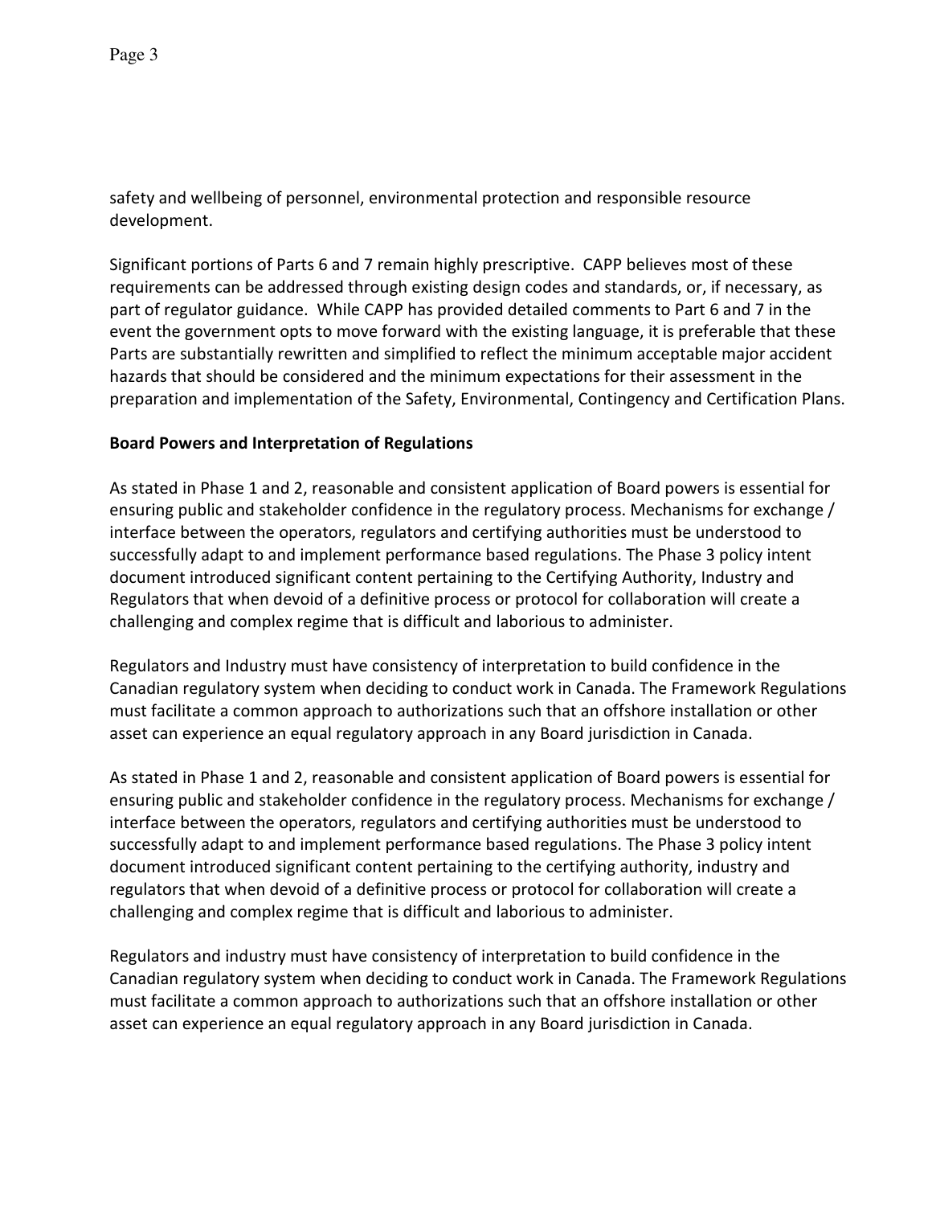safety and wellbeing of personnel, environmental protection and responsible resource development.

Significant portions of Parts 6 and 7 remain highly prescriptive. CAPP believes most of these requirements can be addressed through existing design codes and standards, or, if necessary, as part of regulator guidance. While CAPP has provided detailed comments to Part 6 and 7 in the event the government opts to move forward with the existing language, it is preferable that these Parts are substantially rewritten and simplified to reflect the minimum acceptable major accident hazards that should be considered and the minimum expectations for their assessment in the preparation and implementation of the Safety, Environmental, Contingency and Certification Plans.

**Board Powers and Interpretation of Regulations**

As stated in Phase 1 and 2, reasonable and consistent application of Board powers is essential for ensuring public and stakeholder confidence in the regulatory process. Mechanisms for exchange / interface between the operators, regulators and certifying authorities must be understood to successfully adapt to and implement performance based regulations. The Phase 3 policy intent document introduced significant content pertaining to the Certifying Authority, Industry and Regulators that when devoid of a definitive process or protocol for collaboration will create a challenging and complex regime that is difficult and laborious to administer.

Regulators and Industry must have consistency of interpretation to build confidence in the Canadian regulatory system when deciding to conduct work in Canada. The Framework Regulations must facilitate a common approach to authorizations such that an offshore installation or other asset can experience an equal regulatory approach in any Board jurisdiction in Canada.

As stated in Phase 1 and 2, reasonable and consistent application of Board powers is essential for ensuring public and stakeholder confidence in the regulatory process. Mechanisms for exchange / interface between the operators, regulators and certifying authorities must be understood to successfully adapt to and implement performance based regulations. The Phase 3 policy intent document introduced significant content pertaining to the certifying authority, industry and regulators that when devoid of a definitive process or protocol for collaboration will create a challenging and complex regime that is difficult and laborious to administer.

Regulators and industry must have consistency of interpretation to build confidence in the Canadian regulatory system when deciding to conduct work in Canada. The Framework Regulations must facilitate a common approach to authorizations such that an offshore installation or other asset can experience an equal regulatory approach in any Board jurisdiction in Canada.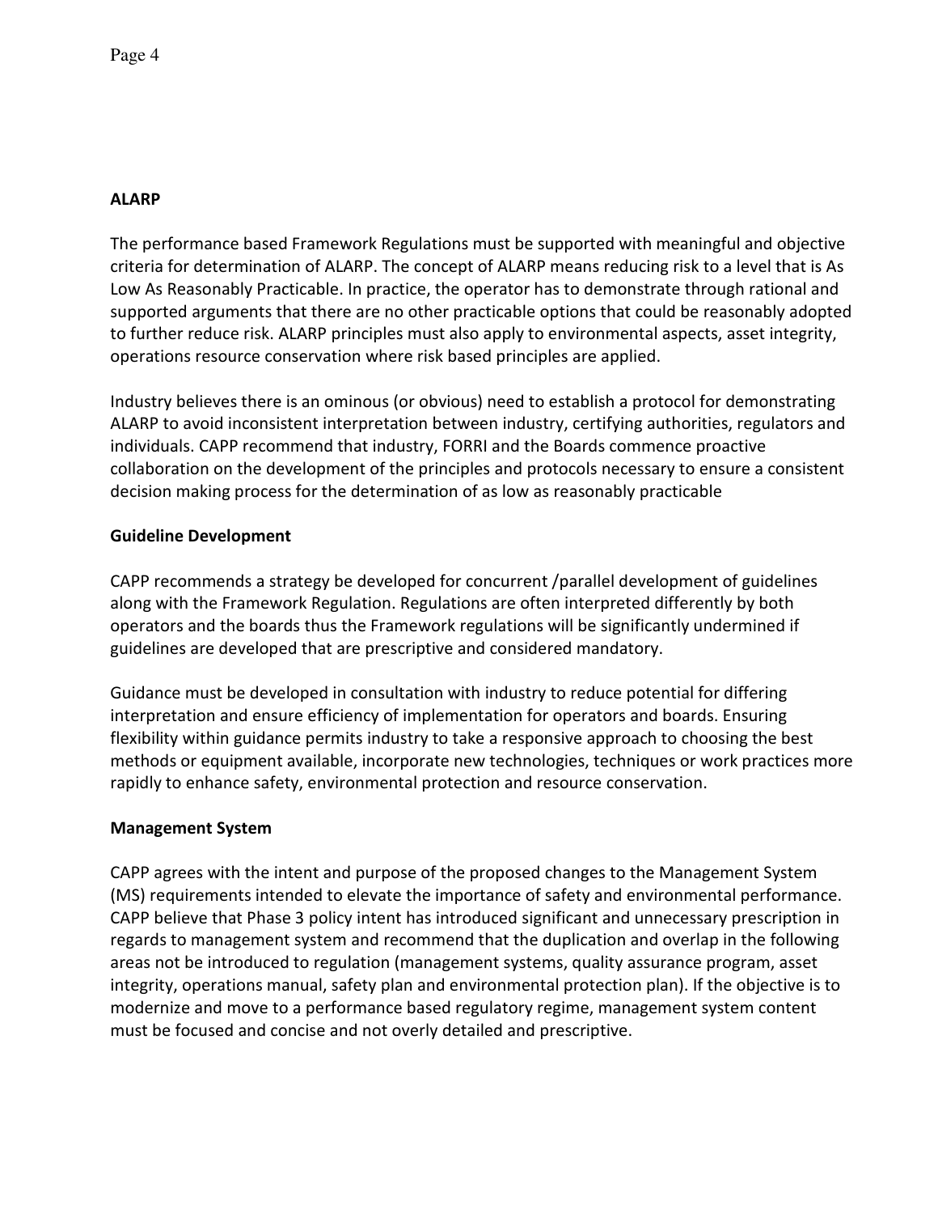**ALARP**

The performance based Framework Regulations must be supported with meaningful and objective criteria for determination of ALARP. The concept of ALARP means reducing risk to a level that is As Low As Reasonably Practicable. In practice, the operator has to demonstrate through rational and supported arguments that there are no other practicable options that could be reasonably adopted to further reduce risk. ALARP principles must also apply to environmental aspects, asset integrity, operations resource conservation where risk based principles are applied.

Industry believes there is an ominous (or obvious) need to establish a protocol for demonstrating ALARP to avoid inconsistent interpretation between industry, certifying authorities, regulators and individuals. CAPP recommend that industry, FORRI and the Boards commence proactive collaboration on the development of the principles and protocols necessary to ensure a consistent decision making process for the determination of as low as reasonably practicable

**Guideline Development**

CAPP recommends a strategy be developed for concurrent /parallel development of guidelines along with the Framework Regulation. Regulations are often interpreted differently by both operators and the boards thus the Framework regulations will be significantly undermined if guidelines are developed that are prescriptive and considered mandatory.

Guidance must be developed in consultation with industry to reduce potential for differing interpretation and ensure efficiency of implementation for operators and boards. Ensuring flexibility within guidance permits industry to take a responsive approach to choosing the best methods or equipment available, incorporate new technologies, techniques or work practices more rapidly to enhance safety, environmental protection and resource conservation.

**Management System**

CAPP agrees with the intent and purpose of the proposed changes to the Management System (MS) requirements intended to elevate the importance of safety and environmental performance. CAPP believe that Phase 3 policy intent has introduced significant and unnecessary prescription in regards to management system and recommend that the duplication and overlap in the following areas not be introduced to regulation (management systems, quality assurance program, asset integrity, operations manual, safety plan and environmental protection plan). If the objective is to modernize and move to a performance based regulatory regime, management system content must be focused and concise and not overly detailed and prescriptive.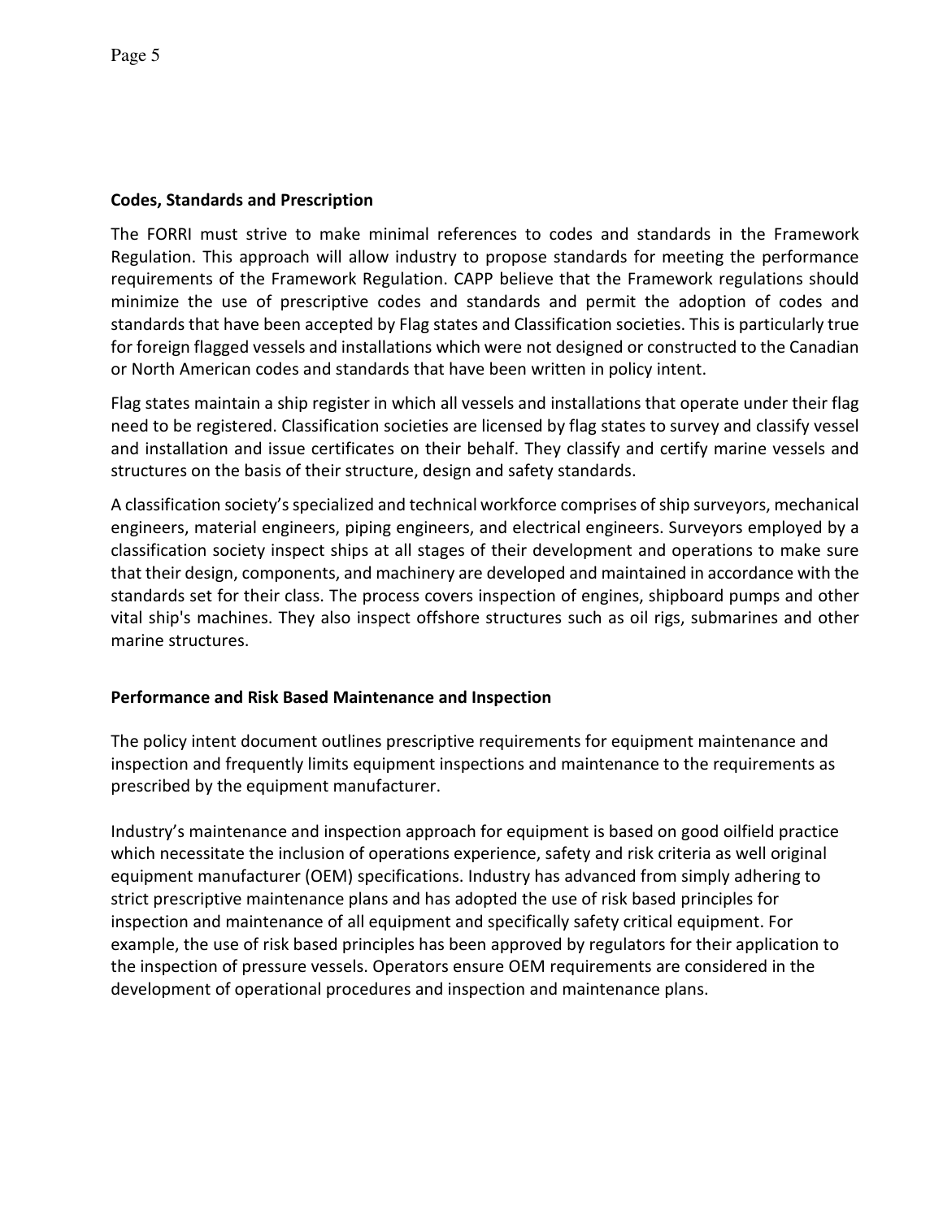## Codes, Standards and Prescription

The FORRI must strive to make minimal references to codes and standards in the Framework Regulation. This approach will allow industry to propose standards for meeting the performance requirements of the Framework Regulation. CAPP believe that the Framework regulations should minimize the use of prescriptive codes and standards and permit the adoption of codes and standards that have been accepted by Flag states and Classification societies. This is particularly true for foreign flagged vessels and installations which were not designed or constructed to the Canadian or North American codes and standards that have been written in policy intent.

Flag states maintain a ship register in which all vessels and installations that operate under their flag need to be registered. Classification societies are licensed by flag states to survey and classify vessel and installation and issue certificates on their behalf. They classify and certify marine vessels and structures on the basis of their structure, design and safety standards.

A classification society's specialized and technical workforce comprises of ship surveyors, mechanical engineers, material engineers, piping engineers, and electrical engineers. Surveyors employed by a classification society inspect ships at all stages of their development and operations to make sure that their design, components, and machinery are developed and maintained in accordance with the standards set for their class. The process covers inspection of engines, shipboard pumps and other vital ship's machines. They also inspect offshore structures such as oil rigs, submarines and other marine structures.

## Performance and Risk Based Maintenance and Inspection

The policy intent document outlines prescriptive requirements for equipment maintenance and inspection and frequently limits equipment inspections and maintenance to the requirements as prescribed by the equipment manufacturer.

Industry's maintenance and inspection approach for equipment is based on good oilfield practice which necessitate the inclusion of operations experience, safety and risk criteria as well original equipment manufacturer (OEM) specifications. Industry has advanced from simply adhering to strict prescriptive maintenance plans and has adopted the use of risk based principles for inspection and maintenance of all equipment and specifically safety critical equipment. For example, the use of risk based principles has been approved by regulators for their application to the inspection of pressure vessels. Operators ensure OEM requirements are considered in the development of operational procedures and inspection and maintenance plans.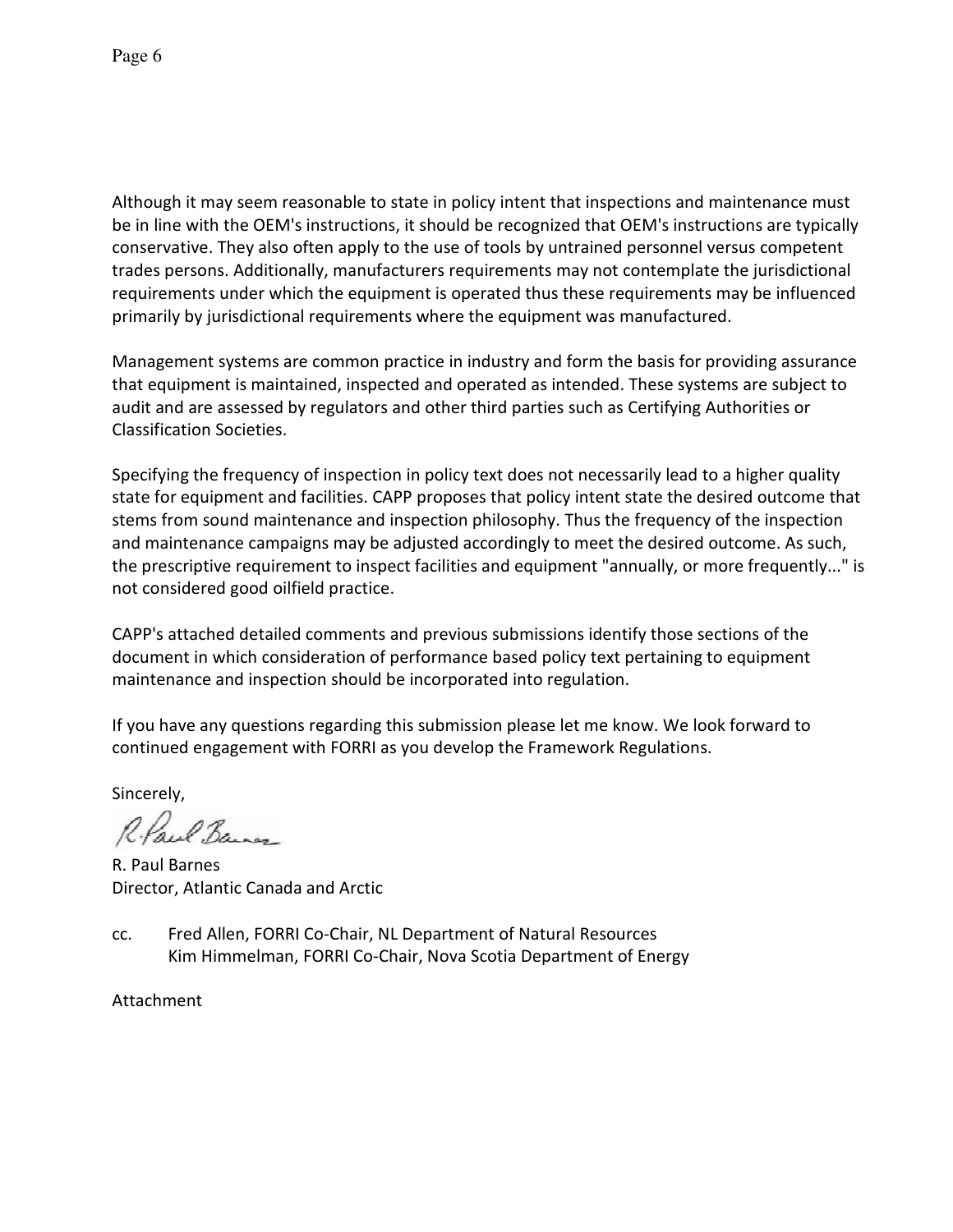Although it may seem reasonable to state in policy intent that inspections and maintenance must be in line with the OEM's instructions, it should be recognized that OEM's instructions are typically conservative. They also often apply to the use of tools by untrained personnel versus competent trades persons. Additionally, manufacturers requirements may not contemplate the jurisdictional requirements under which the equipment is operated thus these requirements may be influenced primarily by jurisdictional requirements where the equipment was manufactured.

Management systems are common practice in industry and form the basis for providing assurance that equipment is maintained, inspected and operated as intended. These systems are subject to audit and are assessed by regulators and other third parties such as Certifying Authorities or Classification Societies.

Specifying the frequency of inspection in policy text does not necessarily lead to a higher quality state for equipment and facilities. CAPP proposes that policy intent state the desired outcome that stems from sound maintenance and inspection philosophy. Thus the frequency of the inspection and maintenance campaigns may be adjusted accordingly to meet the desired outcome. As such, the prescriptive requirement to inspect facilities and equipment "annually, or more frequently..." is not considered good oilfield practice.

CAPP's attached detailed comments and previous submissions identify those sections of the document in which consideration of performance based policy text pertaining to equipment maintenance and inspection should be incorporated into regulation.

If you have any questions regarding this submission please let me know. We look forward to continued engagement with FORRI as you develop the Framework Regulations.

Sincerely,

R. Paul Barnes
Director, Atlantic Canada and Arctic

cc. Fred Allen, FORRI Co-Chair, NL Department of Natural Resources
Kim Himmelman, FORRI Co-Chair, Nova Scotia Department of Energy

Attachment